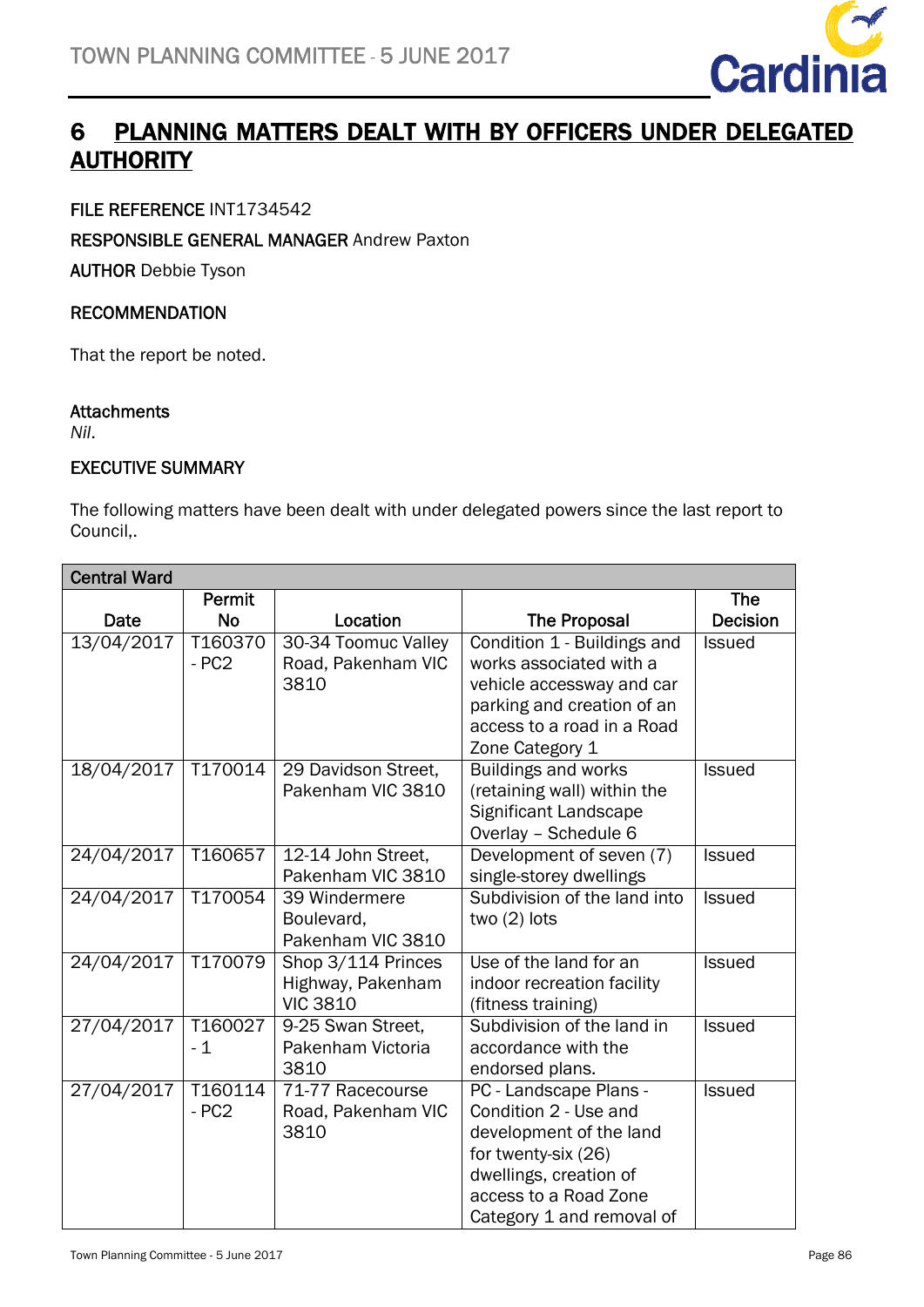# 6 PLANNING MATTERS DEALT WITH BY OFFICERS UNDER DELEGATED AUTHORITY

**FILE REFERENCE** INT1734542

**RESPONSIBLE GENERAL MANAGER** Andrew Paxton

**AUTHOR** Debbie Tyson

**RECOMMENDATION**

That the report be noted.

**Attachments**

*Nil.*

**EXECUTIVE SUMMARY**

The following matters have been dealt with under delegated powers since the last report to Council,.

| Central Ward | | | | |
|---|---|---|---|---|
| **Date** | **Permit No** | **Location** | **The Proposal** | **The Decision** |
| 13/04/2017 | T160370 - PC2 | 30-34 Toomuc Valley Road, Pakenham VIC 3810 | Condition 1 - Buildings and works associated with a vehicle accessway and car parking and creation of an access to a road in a Road Zone Category 1 | Issued |
| 18/04/2017 | T170014 | 29 Davidson Street, Pakenham VIC 3810 | Buildings and works (retaining wall) within the Significant Landscape Overlay – Schedule 6 | Issued |
| 24/04/2017 | T160657 | 12-14 John Street, Pakenham VIC 3810 | Development of seven (7) single-storey dwellings | Issued |
| 24/04/2017 | T170054 | 39 Windermere Boulevard, Pakenham VIC 3810 | Subdivision of the land into two (2) lots | Issued |
| 24/04/2017 | T170079 | Shop 3/114 Princes Highway, Pakenham VIC 3810 | Use of the land for an indoor recreation facility (fitness training) | Issued |
| 27/04/2017 | T160027 - 1 | 9-25 Swan Street, Pakenham Victoria 3810 | Subdivision of the land in accordance with the endorsed plans. | Issued |
| 27/04/2017 | T160114 - PC2 | 71-77 Racecourse Road, Pakenham VIC 3810 | PC - Landscape Plans - Condition 2 - Use and development of the land for twenty-six (26) dwellings, creation of access to a Road Zone Category 1 and removal of | Issued |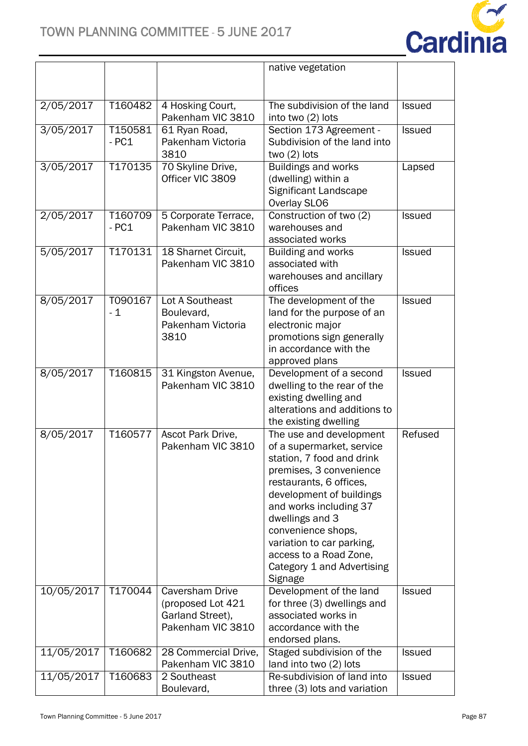| | | | native vegetation | |
|---|---|---|---|---|
| 2/05/2017 | T160482 | 4 Hosking Court, Pakenham VIC 3810 | The subdivision of the land into two (2) lots | Issued |
| 3/05/2017 | T150581 - PC1 | 61 Ryan Road, Pakenham Victoria 3810 | Section 173 Agreement - Subdivision of the land into two (2) lots | Issued |
| 3/05/2017 | T170135 | 70 Skyline Drive, Officer VIC 3809 | Buildings and works (dwelling) within a Significant Landscape Overlay SLO6 | Lapsed |
| 2/05/2017 | T160709 - PC1 | 5 Corporate Terrace, Pakenham VIC 3810 | Construction of two (2) warehouses and associated works | Issued |
| 5/05/2017 | T170131 | 18 Sharnet Circuit, Pakenham VIC 3810 | Building and works associated with warehouses and ancillary offices | Issued |
| 8/05/2017 | T090167 - 1 | Lot A Southeast Boulevard, Pakenham Victoria 3810 | The development of the land for the purpose of an electronic major promotions sign generally in accordance with the approved plans | Issued |
| 8/05/2017 | T160815 | 31 Kingston Avenue, Pakenham VIC 3810 | Development of a second dwelling to the rear of the existing dwelling and alterations and additions to the existing dwelling | Issued |
| 8/05/2017 | T160577 | Ascot Park Drive, Pakenham VIC 3810 | The use and development of a supermarket, service station, 7 food and drink premises, 3 convenience restaurants, 6 offices, development of buildings and works including 37 dwellings and 3 convenience shops, variation to car parking, access to a Road Zone, Category 1 and Advertising Signage | Refused |
| 10/05/2017 | T170044 | Caversham Drive (proposed Lot 421 Garland Street), Pakenham VIC 3810 | Development of the land for three (3) dwellings and associated works in accordance with the endorsed plans. | Issued |
| 11/05/2017 | T160682 | 28 Commercial Drive, Pakenham VIC 3810 | Staged subdivision of the land into two (2) lots | Issued |
| 11/05/2017 | T160683 | 2 Southeast Boulevard, | Re-subdivision of land into three (3) lots and variation | Issued |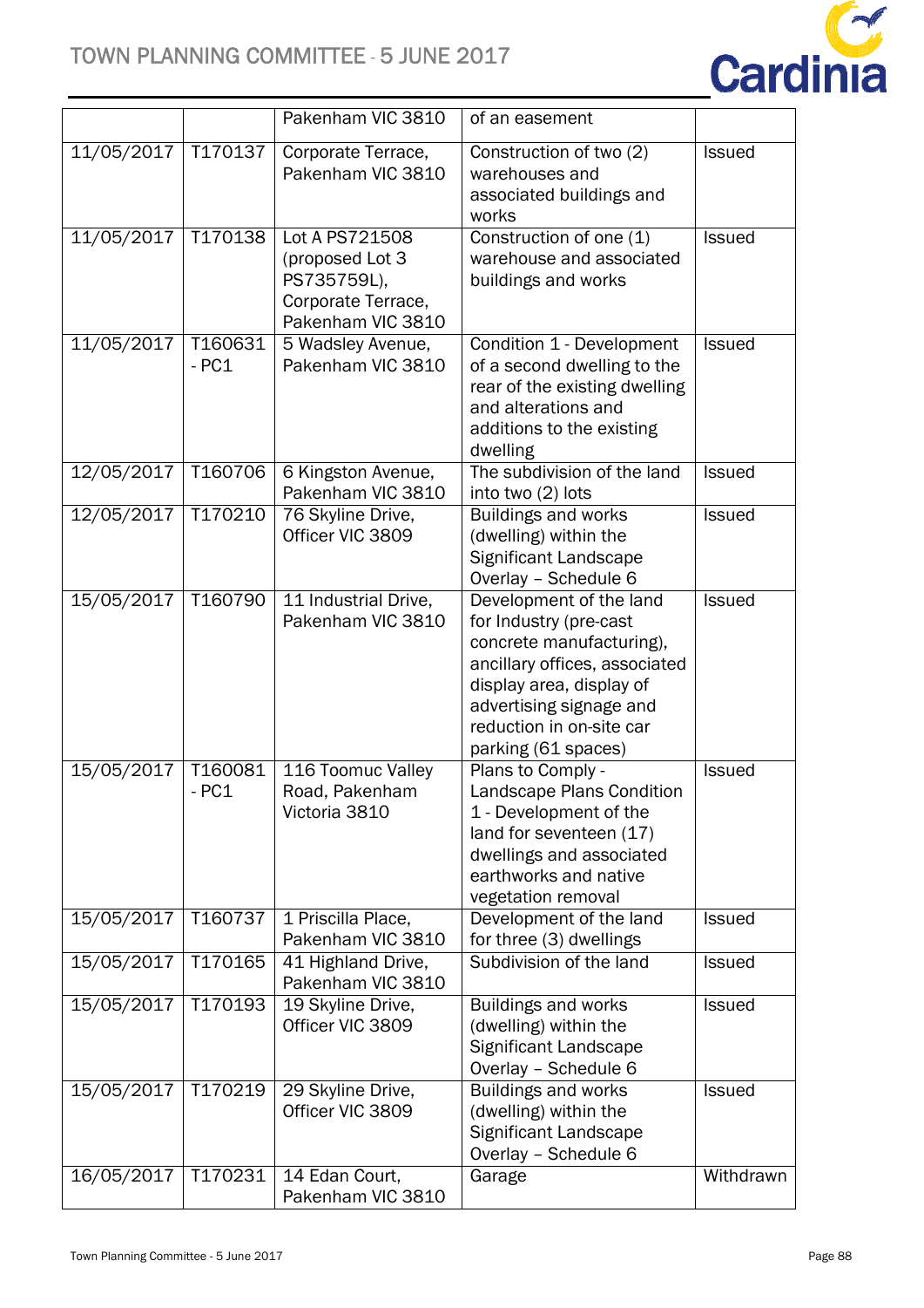| | | Pakenham VIC 3810 | of an easement | |
|---|---|---|---|---|
| 11/05/2017 | T170137 | Corporate Terrace, Pakenham VIC 3810 | Construction of two (2) warehouses and associated buildings and works | Issued |
| 11/05/2017 | T170138 | Lot A PS721508 (proposed Lot 3 PS735759L), Corporate Terrace, Pakenham VIC 3810 | Construction of one (1) warehouse and associated buildings and works | Issued |
| 11/05/2017 | T160631 - PC1 | 5 Wadsley Avenue, Pakenham VIC 3810 | Condition 1 - Development of a second dwelling to the rear of the existing dwelling and alterations and additions to the existing dwelling | Issued |
| 12/05/2017 | T160706 | 6 Kingston Avenue, Pakenham VIC 3810 | The subdivision of the land into two (2) lots | Issued |
| 12/05/2017 | T170210 | 76 Skyline Drive, Officer VIC 3809 | Buildings and works (dwelling) within the Significant Landscape Overlay – Schedule 6 | Issued |
| 15/05/2017 | T160790 | 11 Industrial Drive, Pakenham VIC 3810 | Development of the land for Industry (pre-cast concrete manufacturing), ancillary offices, associated display area, display of advertising signage and reduction in on-site car parking (61 spaces) | Issued |
| 15/05/2017 | T160081 - PC1 | 116 Toomuc Valley Road, Pakenham Victoria 3810 | Plans to Comply - Landscape Plans Condition 1 - Development of the land for seventeen (17) dwellings and associated earthworks and native vegetation removal | Issued |
| 15/05/2017 | T160737 | 1 Priscilla Place, Pakenham VIC 3810 | Development of the land for three (3) dwellings | Issued |
| 15/05/2017 | T170165 | 41 Highland Drive, Pakenham VIC 3810 | Subdivision of the land | Issued |
| 15/05/2017 | T170193 | 19 Skyline Drive, Officer VIC 3809 | Buildings and works (dwelling) within the Significant Landscape Overlay – Schedule 6 | Issued |
| 15/05/2017 | T170219 | 29 Skyline Drive, Officer VIC 3809 | Buildings and works (dwelling) within the Significant Landscape Overlay – Schedule 6 | Issued |
| 16/05/2017 | T170231 | 14 Edan Court, Pakenham VIC 3810 | Garage | Withdrawn |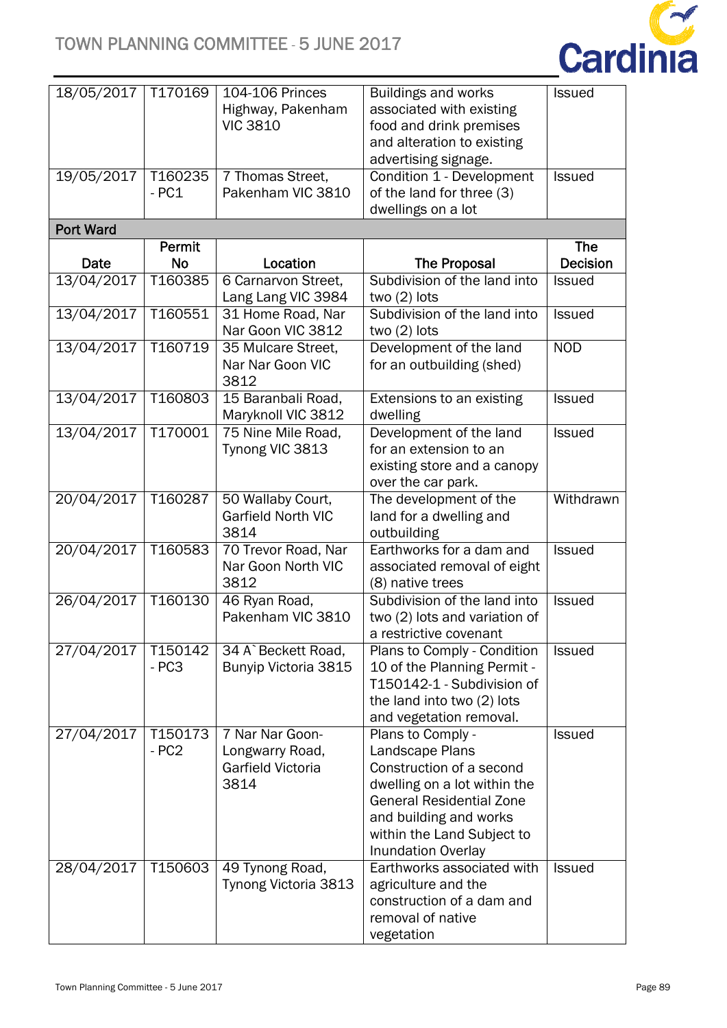| Date | Permit No | Location | The Proposal | The Decision |
|---|---|---|---|---|
| 18/05/2017 | T170169 | 104-106 Princes Highway, Pakenham VIC 3810 | Buildings and works associated with existing food and drink premises and alteration to existing advertising signage. | Issued |
| 19/05/2017 | T160235 - PC1 | 7 Thomas Street, Pakenham VIC 3810 | Condition 1 - Development of the land for three (3) dwellings on a lot | Issued |
| **Port Ward** | | | | |
| **Date** | **Permit No** | **Location** | **The Proposal** | **The Decision** |
| 13/04/2017 | T160385 | 6 Carnarvon Street, Lang Lang VIC 3984 | Subdivision of the land into two (2) lots | Issued |
| 13/04/2017 | T160551 | 31 Home Road, Nar Nar Goon VIC 3812 | Subdivision of the land into two (2) lots | Issued |
| 13/04/2017 | T160719 | 35 Mulcare Street, Nar Nar Goon VIC 3812 | Development of the land for an outbuilding (shed) | NOD |
| 13/04/2017 | T160803 | 15 Baranbali Road, Maryknoll VIC 3812 | Extensions to an existing dwelling | Issued |
| 13/04/2017 | T170001 | 75 Nine Mile Road, Tynong VIC 3813 | Development of the land for an extension to an existing store and a canopy over the car park. | Issued |
| 20/04/2017 | T160287 | 50 Wallaby Court, Garfield North VIC 3814 | The development of the land for a dwelling and outbuilding | Withdrawn |
| 20/04/2017 | T160583 | 70 Trevor Road, Nar Nar Goon North VIC 3812 | Earthworks for a dam and associated removal of eight (8) native trees | Issued |
| 26/04/2017 | T160130 | 46 Ryan Road, Pakenham VIC 3810 | Subdivision of the land into two (2) lots and variation of a restrictive covenant | Issued |
| 27/04/2017 | T150142 - PC3 | 34 A`Beckett Road, Bunyip Victoria 3815 | Plans to Comply - Condition 10 of the Planning Permit - T150142-1 - Subdivision of the land into two (2) lots and vegetation removal. | Issued |
| 27/04/2017 | T150173 - PC2 | 7 Nar Nar Goon-Longwarry Road, Garfield Victoria 3814 | Plans to Comply - Landscape Plans Construction of a second dwelling on a lot within the General Residential Zone and building and works within the Land Subject to Inundation Overlay | Issued |
| 28/04/2017 | T150603 | 49 Tynong Road, Tynong Victoria 3813 | Earthworks associated with agriculture and the construction of a dam and removal of native vegetation | Issued |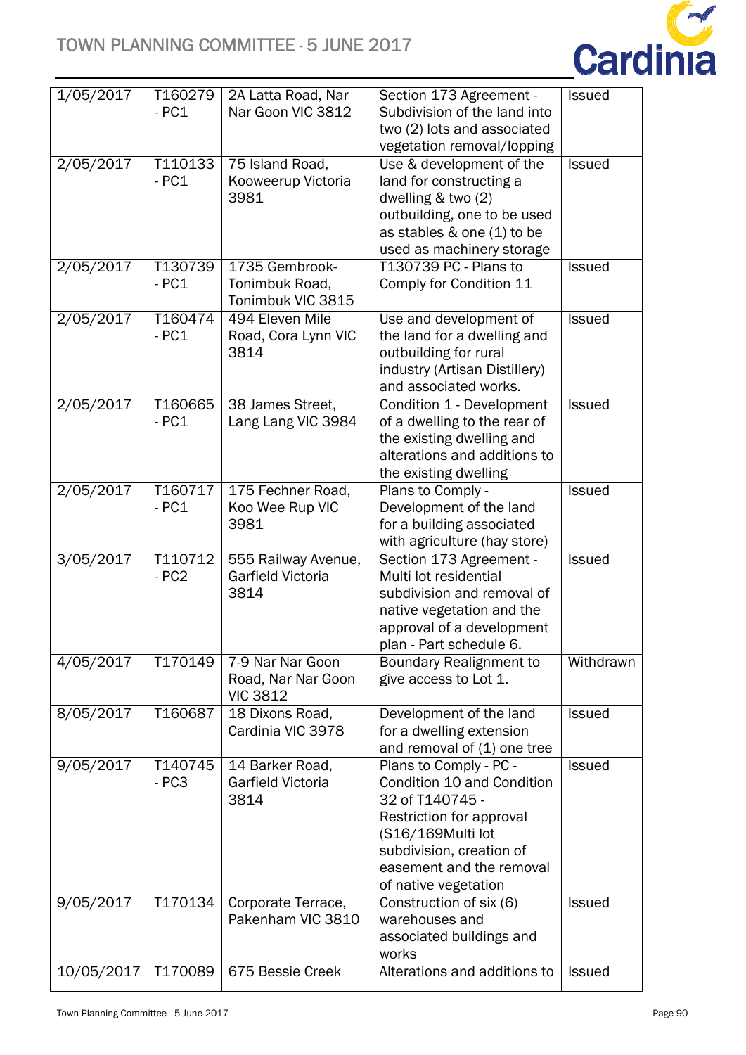| | | | | |
|---|---|---|---|---|
| 1/05/2017 | T160279 - PC1 | 2A Latta Road, Nar Nar Goon VIC 3812 | Section 173 Agreement - Subdivision of the land into two (2) lots and associated vegetation removal/lopping | Issued |
| 2/05/2017 | T110133 - PC1 | 75 Island Road, Kooweerup Victoria 3981 | Use & development of the land for constructing a dwelling & two (2) outbuilding, one to be used as stables & one (1) to be used as machinery storage | Issued |
| 2/05/2017 | T130739 - PC1 | 1735 Gembrook-Tonimbuk Road, Tonimbuk VIC 3815 | T130739 PC - Plans to Comply for Condition 11 | Issued |
| 2/05/2017 | T160474 - PC1 | 494 Eleven Mile Road, Cora Lynn VIC 3814 | Use and development of the land for a dwelling and outbuilding for rural industry (Artisan Distillery) and associated works. | Issued |
| 2/05/2017 | T160665 - PC1 | 38 James Street, Lang Lang VIC 3984 | Condition 1 - Development of a dwelling to the rear of the existing dwelling and alterations and additions to the existing dwelling | Issued |
| 2/05/2017 | T160717 - PC1 | 175 Fechner Road, Koo Wee Rup VIC 3981 | Plans to Comply - Development of the land for a building associated with agriculture (hay store) | Issued |
| 3/05/2017 | T110712 - PC2 | 555 Railway Avenue, Garfield Victoria 3814 | Section 173 Agreement - Multi lot residential subdivision and removal of native vegetation and the approval of a development plan - Part schedule 6. | Issued |
| 4/05/2017 | T170149 | 7-9 Nar Nar Goon Road, Nar Nar Goon VIC 3812 | Boundary Realignment to give access to Lot 1. | Withdrawn |
| 8/05/2017 | T160687 | 18 Dixons Road, Cardinia VIC 3978 | Development of the land for a dwelling extension and removal of (1) one tree | Issued |
| 9/05/2017 | T140745 - PC3 | 14 Barker Road, Garfield Victoria 3814 | Plans to Comply - PC - Condition 10 and Condition 32 of T140745 - Restriction for approval (S16/169Multi lot subdivision, creation of easement and the removal of native vegetation | Issued |
| 9/05/2017 | T170134 | Corporate Terrace, Pakenham VIC 3810 | Construction of six (6) warehouses and associated buildings and works | Issued |
| 10/05/2017 | T170089 | 675 Bessie Creek | Alterations and additions to | Issued |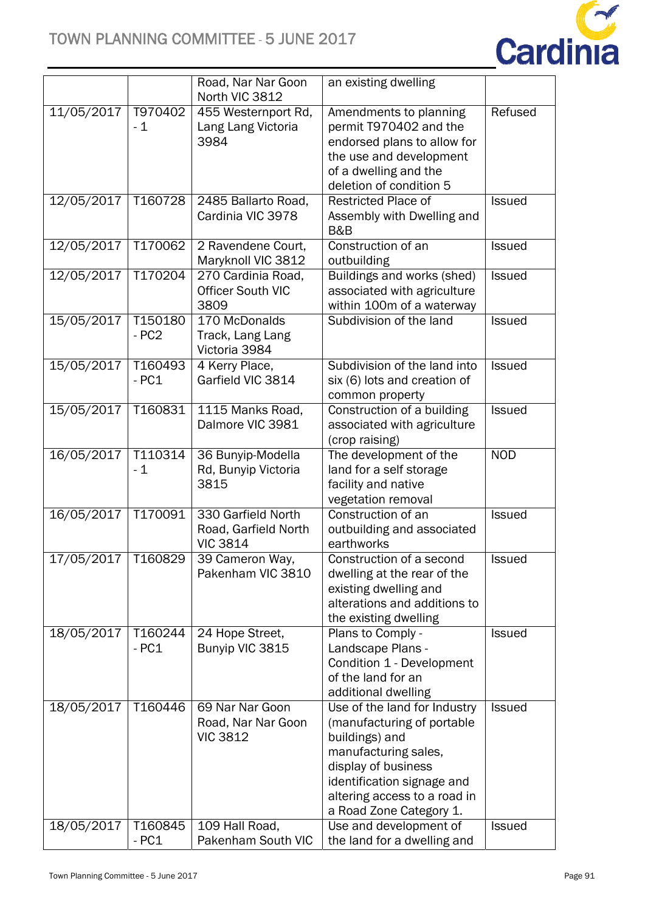| | | Road, Nar Nar Goon North VIC 3812 | an existing dwelling | |
|---|---|---|---|---|
| 11/05/2017 | T970402 - 1 | 455 Westernport Rd, Lang Lang Victoria 3984 | Amendments to planning permit T970402 and the endorsed plans to allow for the use and development of a dwelling and the deletion of condition 5 | Refused |
| 12/05/2017 | T160728 | 2485 Ballarto Road, Cardinia VIC 3978 | Restricted Place of Assembly with Dwelling and B&B | Issued |
| 12/05/2017 | T170062 | 2 Ravendene Court, Maryknoll VIC 3812 | Construction of an outbuilding | Issued |
| 12/05/2017 | T170204 | 270 Cardinia Road, Officer South VIC 3809 | Buildings and works (shed) associated with agriculture within 100m of a waterway | Issued |
| 15/05/2017 | T150180 - PC2 | 170 McDonalds Track, Lang Lang Victoria 3984 | Subdivision of the land | Issued |
| 15/05/2017 | T160493 - PC1 | 4 Kerry Place, Garfield VIC 3814 | Subdivision of the land into six (6) lots and creation of common property | Issued |
| 15/05/2017 | T160831 | 1115 Manks Road, Dalmore VIC 3981 | Construction of a building associated with agriculture (crop raising) | Issued |
| 16/05/2017 | T110314 - 1 | 36 Bunyip-Modella Rd, Bunyip Victoria 3815 | The development of the land for a self storage facility and native vegetation removal | NOD |
| 16/05/2017 | T170091 | 330 Garfield North Road, Garfield North VIC 3814 | Construction of an outbuilding and associated earthworks | Issued |
| 17/05/2017 | T160829 | 39 Cameron Way, Pakenham VIC 3810 | Construction of a second dwelling at the rear of the existing dwelling and alterations and additions to the existing dwelling | Issued |
| 18/05/2017 | T160244 - PC1 | 24 Hope Street, Bunyip VIC 3815 | Plans to Comply - Landscape Plans - Condition 1 - Development of the land for an additional dwelling | Issued |
| 18/05/2017 | T160446 | 69 Nar Nar Goon Road, Nar Nar Goon VIC 3812 | Use of the land for Industry (manufacturing of portable buildings) and manufacturing sales, display of business identification signage and altering access to a road in a Road Zone Category 1. | Issued |
| 18/05/2017 | T160845 - PC1 | 109 Hall Road, Pakenham South VIC | Use and development of the land for a dwelling and | Issued |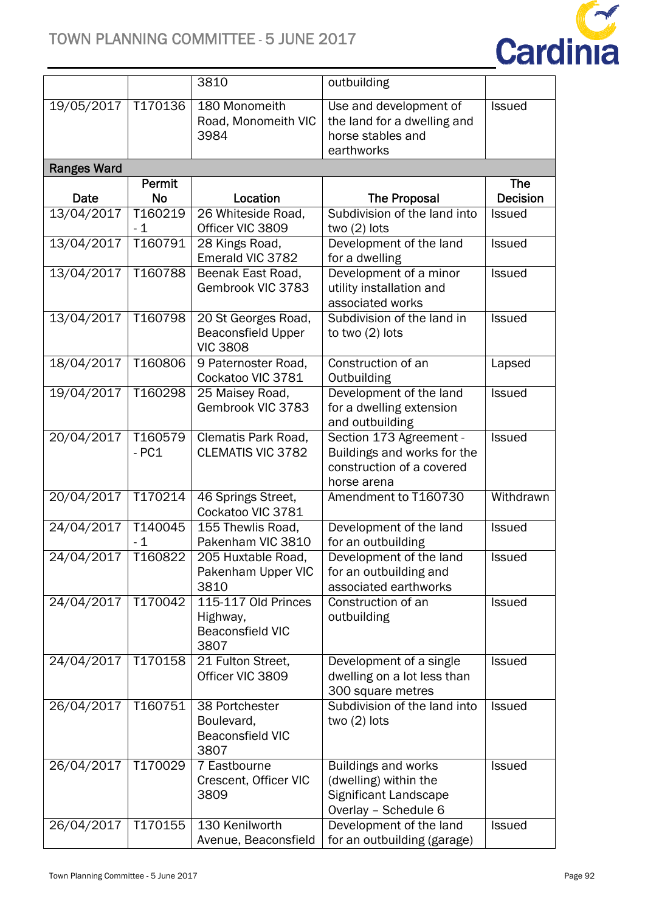| | | 3810 | outbuilding | |
|---|---|---|---|---|
| 19/05/2017 | T170136 | 180 Monomeith Road, Monomeith VIC 3984 | Use and development of the land for a dwelling and horse stables and earthworks | Issued |
| **Ranges Ward** | | | | |
| **Date** | **Permit No** | **Location** | **The Proposal** | **The Decision** |
| 13/04/2017 | T160219 - 1 | 26 Whiteside Road, Officer VIC 3809 | Subdivision of the land into two (2) lots | Issued |
| 13/04/2017 | T160791 | 28 Kings Road, Emerald VIC 3782 | Development of the land for a dwelling | Issued |
| 13/04/2017 | T160788 | Beenak East Road, Gembrook VIC 3783 | Development of a minor utility installation and associated works | Issued |
| 13/04/2017 | T160798 | 20 St Georges Road, Beaconsfield Upper VIC 3808 | Subdivision of the land in to two (2) lots | Issued |
| 18/04/2017 | T160806 | 9 Paternoster Road, Cockatoo VIC 3781 | Construction of an Outbuilding | Lapsed |
| 19/04/2017 | T160298 | 25 Maisey Road, Gembrook VIC 3783 | Development of the land for a dwelling extension and outbuilding | Issued |
| 20/04/2017 | T160579 - PC1 | Clematis Park Road, CLEMATIS VIC 3782 | Section 173 Agreement - Buildings and works for the construction of a covered horse arena | Issued |
| 20/04/2017 | T170214 | 46 Springs Street, Cockatoo VIC 3781 | Amendment to T160730 | Withdrawn |
| 24/04/2017 | T140045 - 1 | 155 Thewlis Road, Pakenham VIC 3810 | Development of the land for an outbuilding | Issued |
| 24/04/2017 | T160822 | 205 Huxtable Road, Pakenham Upper VIC 3810 | Development of the land for an outbuilding and associated earthworks | Issued |
| 24/04/2017 | T170042 | 115-117 Old Princes Highway, Beaconsfield VIC 3807 | Construction of an outbuilding | Issued |
| 24/04/2017 | T170158 | 21 Fulton Street, Officer VIC 3809 | Development of a single dwelling on a lot less than 300 square metres | Issued |
| 26/04/2017 | T160751 | 38 Portchester Boulevard, Beaconsfield VIC 3807 | Subdivision of the land into two (2) lots | Issued |
| 26/04/2017 | T170029 | 7 Eastbourne Crescent, Officer VIC 3809 | Buildings and works (dwelling) within the Significant Landscape Overlay – Schedule 6 | Issued |
| 26/04/2017 | T170155 | 130 Kenilworth Avenue, Beaconsfield | Development of the land for an outbuilding (garage) | Issued |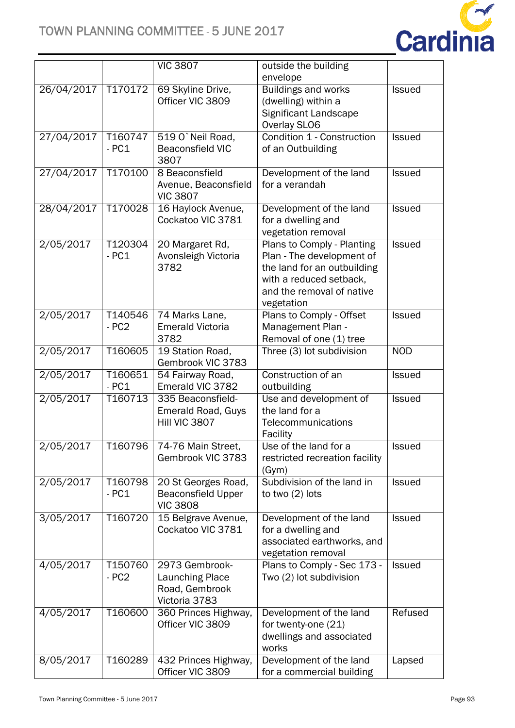| | | VIC 3807 | outside the building envelope | |
|---|---|---|---|---|
| 26/04/2017 | T170172 | 69 Skyline Drive, Officer VIC 3809 | Buildings and works (dwelling) within a Significant Landscape Overlay SLO6 | Issued |
| 27/04/2017 | T160747 - PC1 | 519 O`Neil Road, Beaconsfield VIC 3807 | Condition 1 - Construction of an Outbuilding | Issued |
| 27/04/2017 | T170100 | 8 Beaconsfield Avenue, Beaconsfield VIC 3807 | Development of the land for a verandah | Issued |
| 28/04/2017 | T170028 | 16 Haylock Avenue, Cockatoo VIC 3781 | Development of the land for a dwelling and vegetation removal | Issued |
| 2/05/2017 | T120304 - PC1 | 20 Margaret Rd, Avonsleigh Victoria 3782 | Plans to Comply - Planting Plan - The development of the land for an outbuilding with a reduced setback, and the removal of native vegetation | Issued |
| 2/05/2017 | T140546 - PC2 | 74 Marks Lane, Emerald Victoria 3782 | Plans to Comply - Offset Management Plan - Removal of one (1) tree | Issued |
| 2/05/2017 | T160605 | 19 Station Road, Gembrook VIC 3783 | Three (3) lot subdivision | NOD |
| 2/05/2017 | T160651 - PC1 | 54 Fairway Road, Emerald VIC 3782 | Construction of an outbuilding | Issued |
| 2/05/2017 | T160713 | 335 Beaconsfield-Emerald Road, Guys Hill VIC 3807 | Use and development of the land for a Telecommunications Facility | Issued |
| 2/05/2017 | T160796 | 74-76 Main Street, Gembrook VIC 3783 | Use of the land for a restricted recreation facility (Gym) | Issued |
| 2/05/2017 | T160798 - PC1 | 20 St Georges Road, Beaconsfield Upper VIC 3808 | Subdivision of the land in to two (2) lots | Issued |
| 3/05/2017 | T160720 | 15 Belgrave Avenue, Cockatoo VIC 3781 | Development of the land for a dwelling and associated earthworks, and vegetation removal | Issued |
| 4/05/2017 | T150760 - PC2 | 2973 Gembrook-Launching Place Road, Gembrook Victoria 3783 | Plans to Comply - Sec 173 - Two (2) lot subdivision | Issued |
| 4/05/2017 | T160600 | 360 Princes Highway, Officer VIC 3809 | Development of the land for twenty-one (21) dwellings and associated works | Refused |
| 8/05/2017 | T160289 | 432 Princes Highway, Officer VIC 3809 | Development of the land for a commercial building | Lapsed |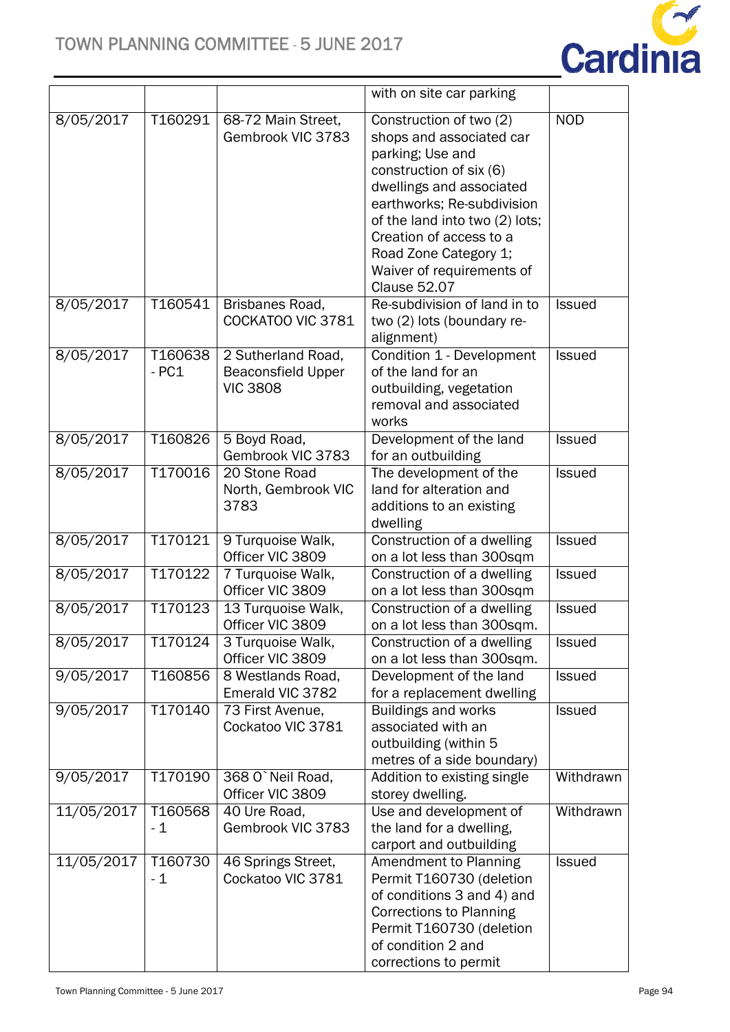|  |  |  | with on site car parking |  |
|---|---|---|---|---|
| 8/05/2017 | T160291 | 68-72 Main Street, Gembrook VIC 3783 | Construction of two (2) shops and associated car parking; Use and construction of six (6) dwellings and associated earthworks; Re-subdivision of the land into two (2) lots; Creation of access to a Road Zone Category 1; Waiver of requirements of Clause 52.07 | NOD |
| 8/05/2017 | T160541 | Brisbanes Road, COCKATOO VIC 3781 | Re-subdivision of land in to two (2) lots (boundary re-alignment) | Issued |
| 8/05/2017 | T160638 - PC1 | 2 Sutherland Road, Beaconsfield Upper VIC 3808 | Condition 1 - Development of the land for an outbuilding, vegetation removal and associated works | Issued |
| 8/05/2017 | T160826 | 5 Boyd Road, Gembrook VIC 3783 | Development of the land for an outbuilding | Issued |
| 8/05/2017 | T170016 | 20 Stone Road North, Gembrook VIC 3783 | The development of the land for alteration and additions to an existing dwelling | Issued |
| 8/05/2017 | T170121 | 9 Turquoise Walk, Officer VIC 3809 | Construction of a dwelling on a lot less than 300sqm | Issued |
| 8/05/2017 | T170122 | 7 Turquoise Walk, Officer VIC 3809 | Construction of a dwelling on a lot less than 300sqm | Issued |
| 8/05/2017 | T170123 | 13 Turquoise Walk, Officer VIC 3809 | Construction of a dwelling on a lot less than 300sqm. | Issued |
| 8/05/2017 | T170124 | 3 Turquoise Walk, Officer VIC 3809 | Construction of a dwelling on a lot less than 300sqm. | Issued |
| 9/05/2017 | T160856 | 8 Westlands Road, Emerald VIC 3782 | Development of the land for a replacement dwelling | Issued |
| 9/05/2017 | T170140 | 73 First Avenue, Cockatoo VIC 3781 | Buildings and works associated with an outbuilding (within 5 metres of a side boundary) | Issued |
| 9/05/2017 | T170190 | 368 O`Neil Road, Officer VIC 3809 | Addition to existing single storey dwelling. | Withdrawn |
| 11/05/2017 | T160568 - 1 | 40 Ure Road, Gembrook VIC 3783 | Use and development of the land for a dwelling, carport and outbuilding | Withdrawn |
| 11/05/2017 | T160730 - 1 | 46 Springs Street, Cockatoo VIC 3781 | Amendment to Planning Permit T160730 (deletion of conditions 3 and 4) and Corrections to Planning Permit T160730 (deletion of condition 2 and corrections to permit | Issued |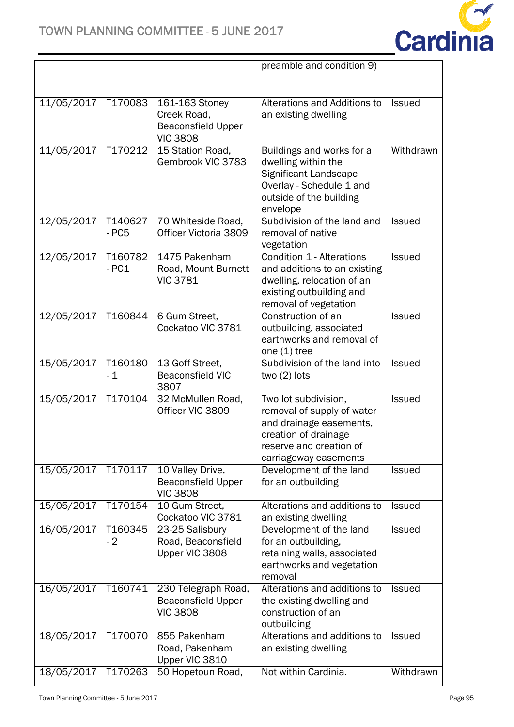| | | | preamble and condition 9) | |
|---|---|---|---|---|
| 11/05/2017 | T170083 | 161-163 Stoney Creek Road, Beaconsfield Upper VIC 3808 | Alterations and Additions to an existing dwelling | Issued |
| 11/05/2017 | T170212 | 15 Station Road, Gembrook VIC 3783 | Buildings and works for a dwelling within the Significant Landscape Overlay - Schedule 1 and outside of the building envelope | Withdrawn |
| 12/05/2017 | T140627 - PC5 | 70 Whiteside Road, Officer Victoria 3809 | Subdivision of the land and removal of native vegetation | Issued |
| 12/05/2017 | T160782 - PC1 | 1475 Pakenham Road, Mount Burnett VIC 3781 | Condition 1 - Alterations and additions to an existing dwelling, relocation of an existing outbuilding and removal of vegetation | Issued |
| 12/05/2017 | T160844 | 6 Gum Street, Cockatoo VIC 3781 | Construction of an outbuilding, associated earthworks and removal of one (1) tree | Issued |
| 15/05/2017 | T160180 - 1 | 13 Goff Street, Beaconsfield VIC 3807 | Subdivision of the land into two (2) lots | Issued |
| 15/05/2017 | T170104 | 32 McMullen Road, Officer VIC 3809 | Two lot subdivision, removal of supply of water and drainage easements, creation of drainage reserve and creation of carriageway easements | Issued |
| 15/05/2017 | T170117 | 10 Valley Drive, Beaconsfield Upper VIC 3808 | Development of the land for an outbuilding | Issued |
| 15/05/2017 | T170154 | 10 Gum Street, Cockatoo VIC 3781 | Alterations and additions to an existing dwelling | Issued |
| 16/05/2017 | T160345 - 2 | 23-25 Salisbury Road, Beaconsfield Upper VIC 3808 | Development of the land for an outbuilding, retaining walls, associated earthworks and vegetation removal | Issued |
| 16/05/2017 | T160741 | 230 Telegraph Road, Beaconsfield Upper VIC 3808 | Alterations and additions to the existing dwelling and construction of an outbuilding | Issued |
| 18/05/2017 | T170070 | 855 Pakenham Road, Pakenham Upper VIC 3810 | Alterations and additions to an existing dwelling | Issued |
| 18/05/2017 | T170263 | 50 Hopetoun Road, | Not within Cardinia. | Withdrawn |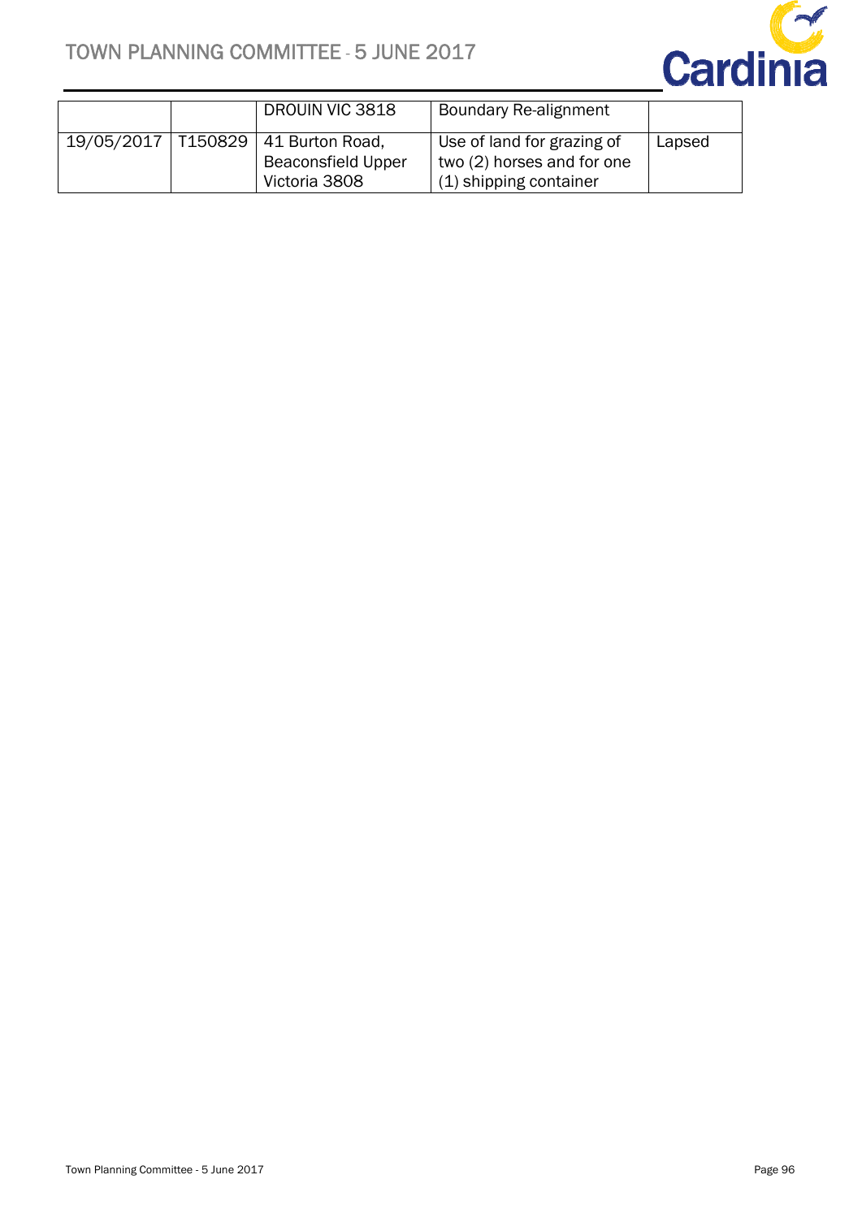| | | | | |
|---|---|---|---|---|
| | | DROUIN VIC 3818 | Boundary Re-alignment | |
| 19/05/2017 | T150829 | 41 Burton Road, Beaconsfield Upper Victoria 3808 | Use of land for grazing of two (2) horses and for one (1) shipping container | Lapsed |